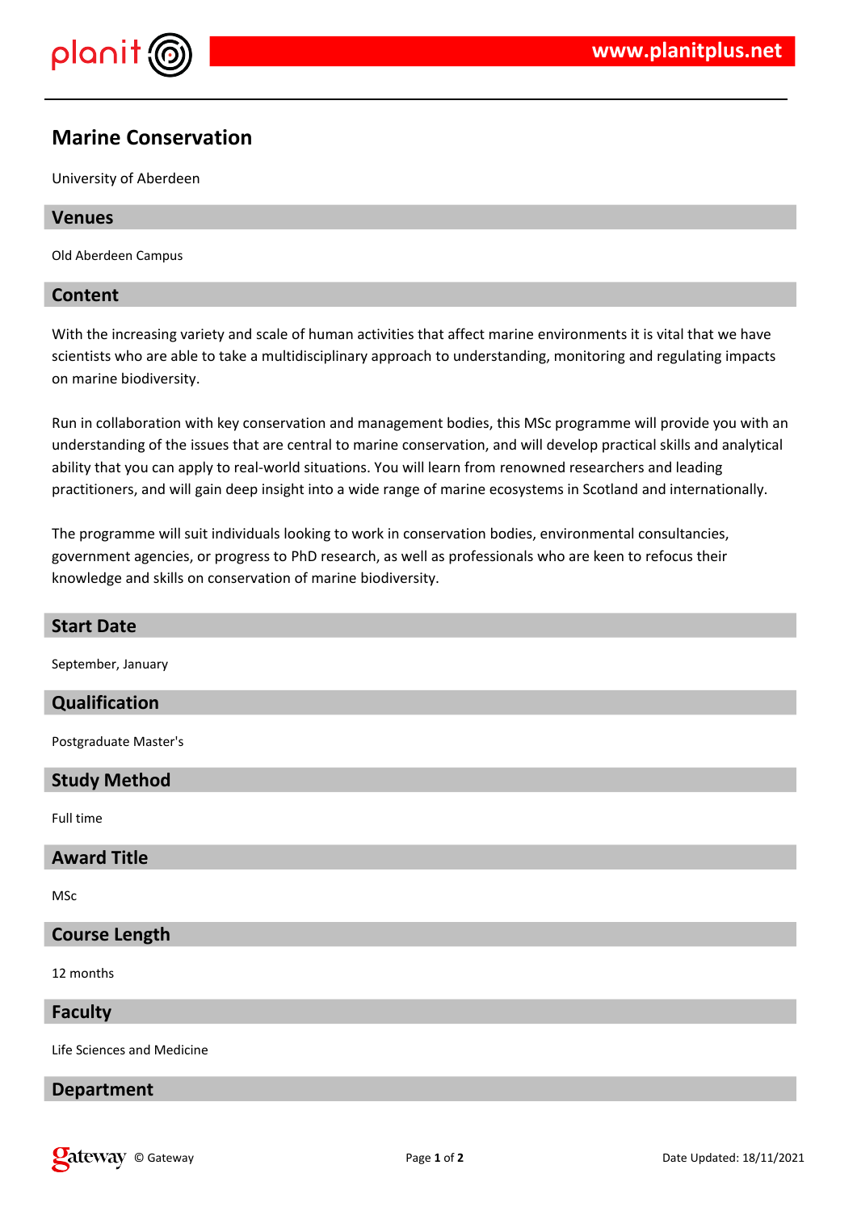# Marine Conservation

University of Aberdeen

## Venues

Old Aberdeen Campus

## Content

With the increasing variety and scale of human activities that affect marine environments it is vital that we have scientists who are able to take a multidisciplinary approach to understanding, monitoring and regulating impacts on marine biodiversity.

Run in collaboration with key conservation and management bodies, this MSc programme will provide you with an understanding of the issues that are central to marine conservation, and will develop practical skills and analytical ability that you can apply to real-world situations. You will learn from renowned researchers and leading practitioners, and will gain deep insight into a wide range of marine ecosystems in Scotland and internationally.

The programme will suit individuals looking to work in conservation bodies, environmental consultancies, government agencies, or progress to PhD research, as well as professionals who are keen to refocus their knowledge and skills on conservation of marine biodiversity.

## Start Date

September, January

## Qualification

Postgraduate Master's

## Study Method

Full time

## Award Title

MSc

## Course Length

12 months

## Faculty

Life Sciences and Medicine

## Department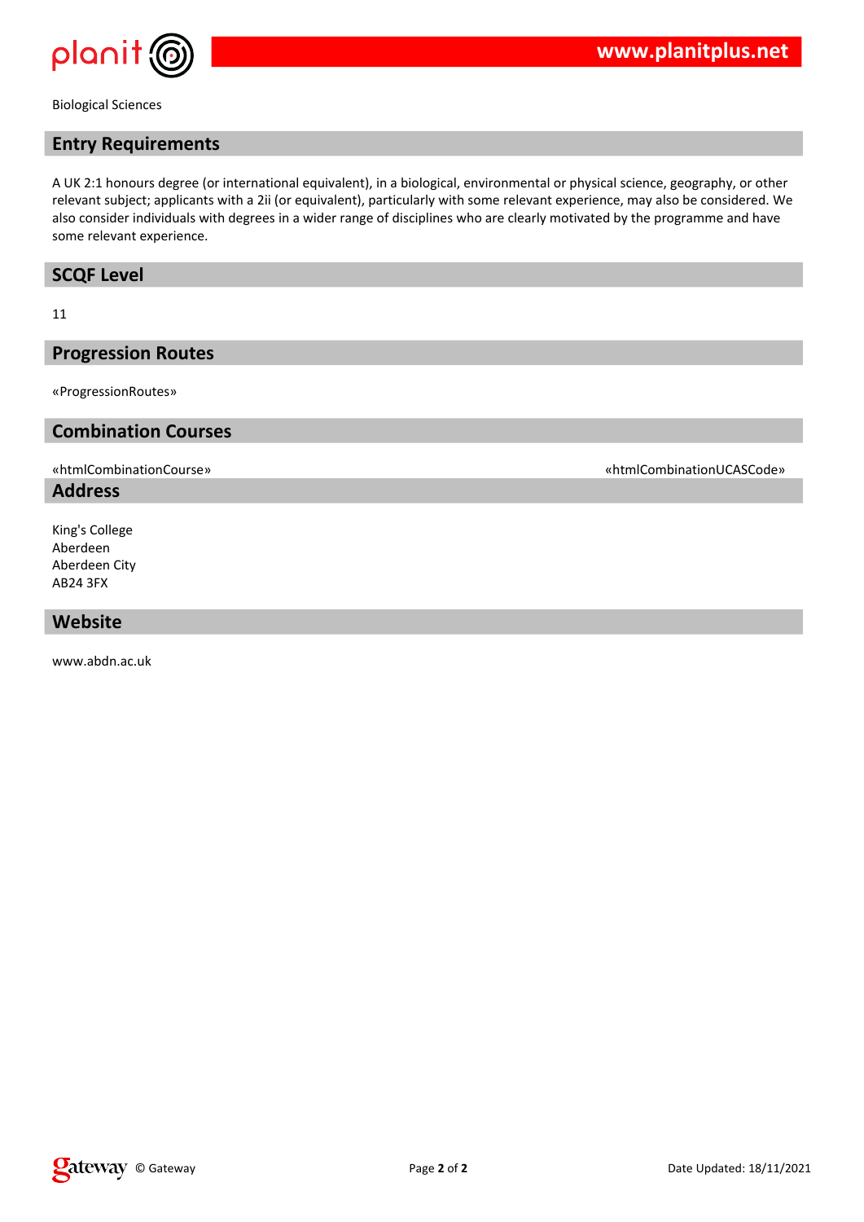Biological Sciences

## Entry Requirements

A UK 2:1 honours degree (or international equivalent), in a biological, environmental or physical science, geography, or other relevant subject; applicants with a 2ii (or equivalent), particularly with some relevant experience, may also be considered. We also consider individuals with degrees in a wider range of disciplines who are clearly motivated by the programme and have some relevant experience.

## SCQF Level

11

## Progression Routes

«ProgressionRoutes»

## Combination Courses

«htmlCombinationCourse» «htmlCombinationUCASCode»

## Address

King's College
Aberdeen
Aberdeen City
AB24 3FX

## Website

www.abdn.ac.uk